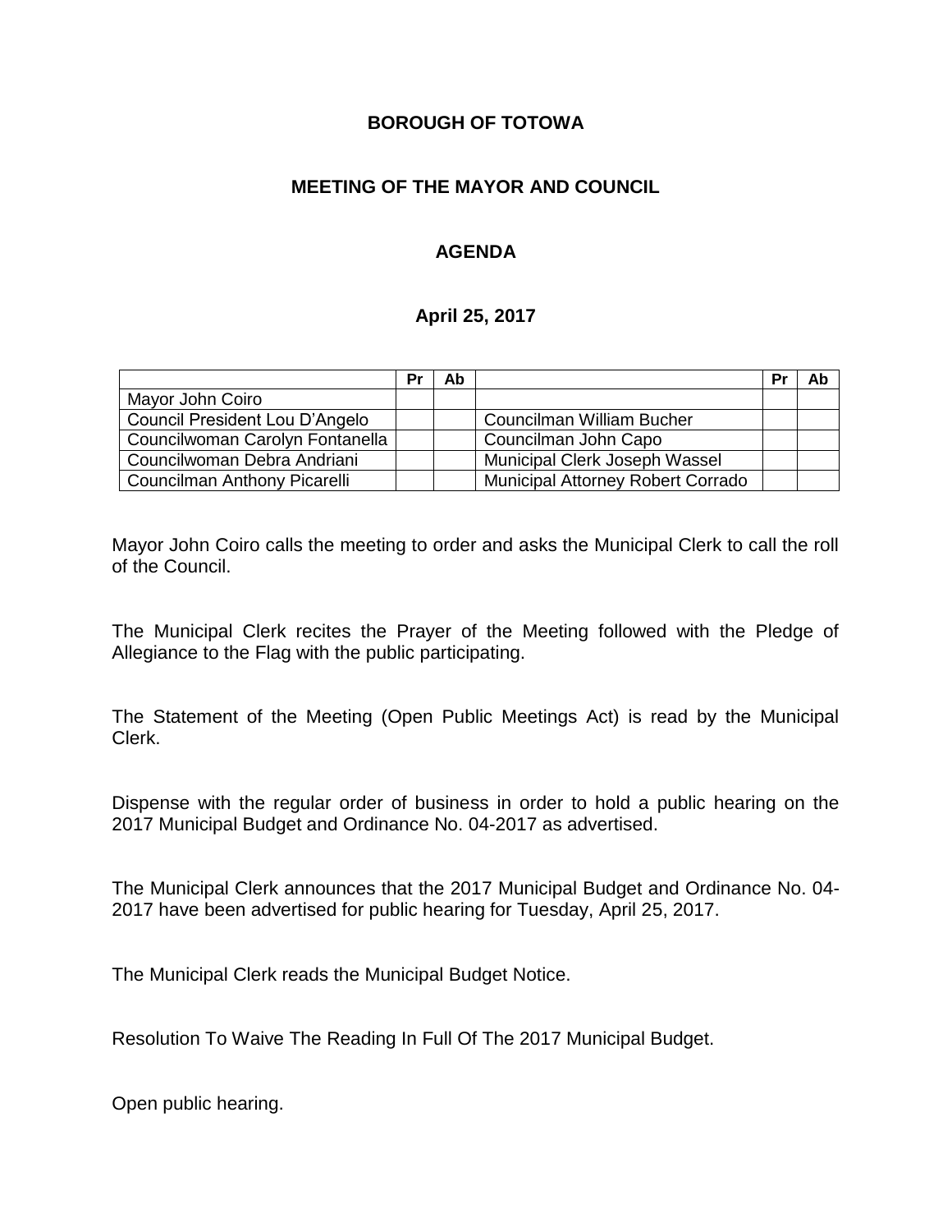**BOROUGH OF TOTOWA**

**MEETING OF THE MAYOR AND COUNCIL**

**AGENDA**

**April 25, 2017**

| | Pr | Ab | | Pr | Ab |
|---|---|---|---|---|---|
| Mayor John Coiro | | | | | |
| Council President Lou D'Angelo | | | Councilman William Bucher | | |
| Councilwoman Carolyn Fontanella | | | Councilman John Capo | | |
| Councilwoman Debra Andriani | | | Municipal Clerk Joseph Wassel | | |
| Councilman Anthony Picarelli | | | Municipal Attorney Robert Corrado | | |

Mayor John Coiro calls the meeting to order and asks the Municipal Clerk to call the roll of the Council.

The Municipal Clerk recites the Prayer of the Meeting followed with the Pledge of Allegiance to the Flag with the public participating.

The Statement of the Meeting (Open Public Meetings Act) is read by the Municipal Clerk.

Dispense with the regular order of business in order to hold a public hearing on the 2017 Municipal Budget and Ordinance No. 04-2017 as advertised.

The Municipal Clerk announces that the 2017 Municipal Budget and Ordinance No. 04-2017 have been advertised for public hearing for Tuesday, April 25, 2017.

The Municipal Clerk reads the Municipal Budget Notice.

Resolution To Waive The Reading In Full Of The 2017 Municipal Budget.

Open public hearing.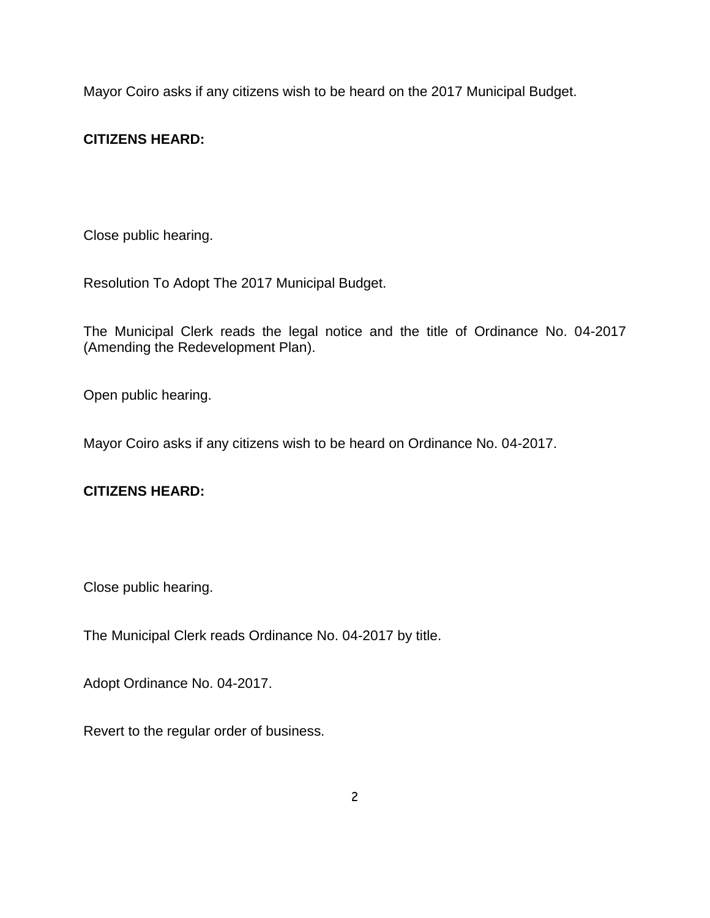Mayor Coiro asks if any citizens wish to be heard on the 2017 Municipal Budget.

**CITIZENS HEARD:**

Close public hearing.

Resolution To Adopt The 2017 Municipal Budget.

The Municipal Clerk reads the legal notice and the title of Ordinance No. 04-2017 (Amending the Redevelopment Plan).

Open public hearing.

Mayor Coiro asks if any citizens wish to be heard on Ordinance No. 04-2017.

**CITIZENS HEARD:**

Close public hearing.

The Municipal Clerk reads Ordinance No. 04-2017 by title.

Adopt Ordinance No. 04-2017.

Revert to the regular order of business.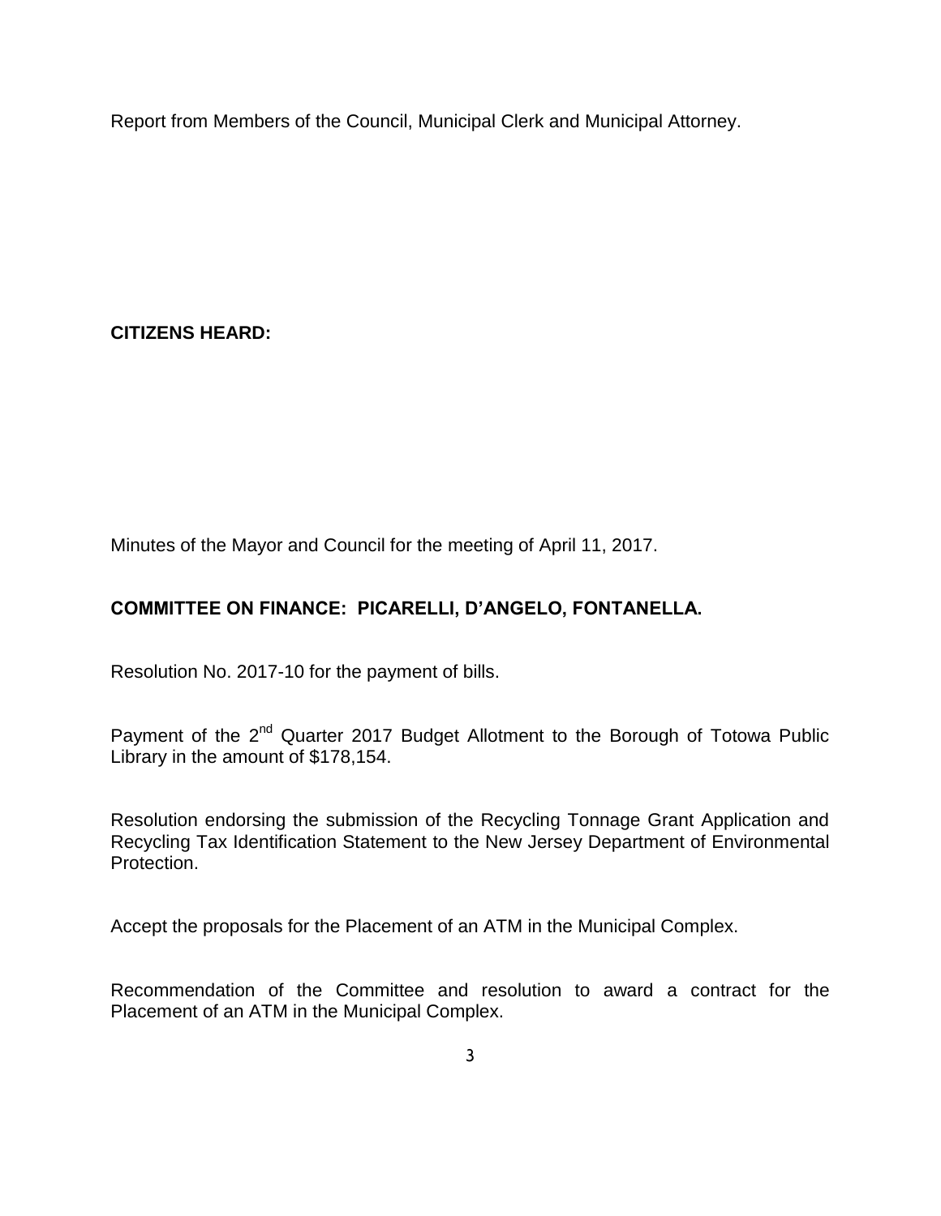Report from Members of the Council, Municipal Clerk and Municipal Attorney.

**CITIZENS HEARD:**

Minutes of the Mayor and Council for the meeting of April 11, 2017.

**COMMITTEE ON FINANCE: PICARELLI, D'ANGELO, FONTANELLA.**

Resolution No. 2017-10 for the payment of bills.

Payment of the 2nd Quarter 2017 Budget Allotment to the Borough of Totowa Public Library in the amount of $178,154.

Resolution endorsing the submission of the Recycling Tonnage Grant Application and Recycling Tax Identification Statement to the New Jersey Department of Environmental Protection.

Accept the proposals for the Placement of an ATM in the Municipal Complex.

Recommendation of the Committee and resolution to award a contract for the Placement of an ATM in the Municipal Complex.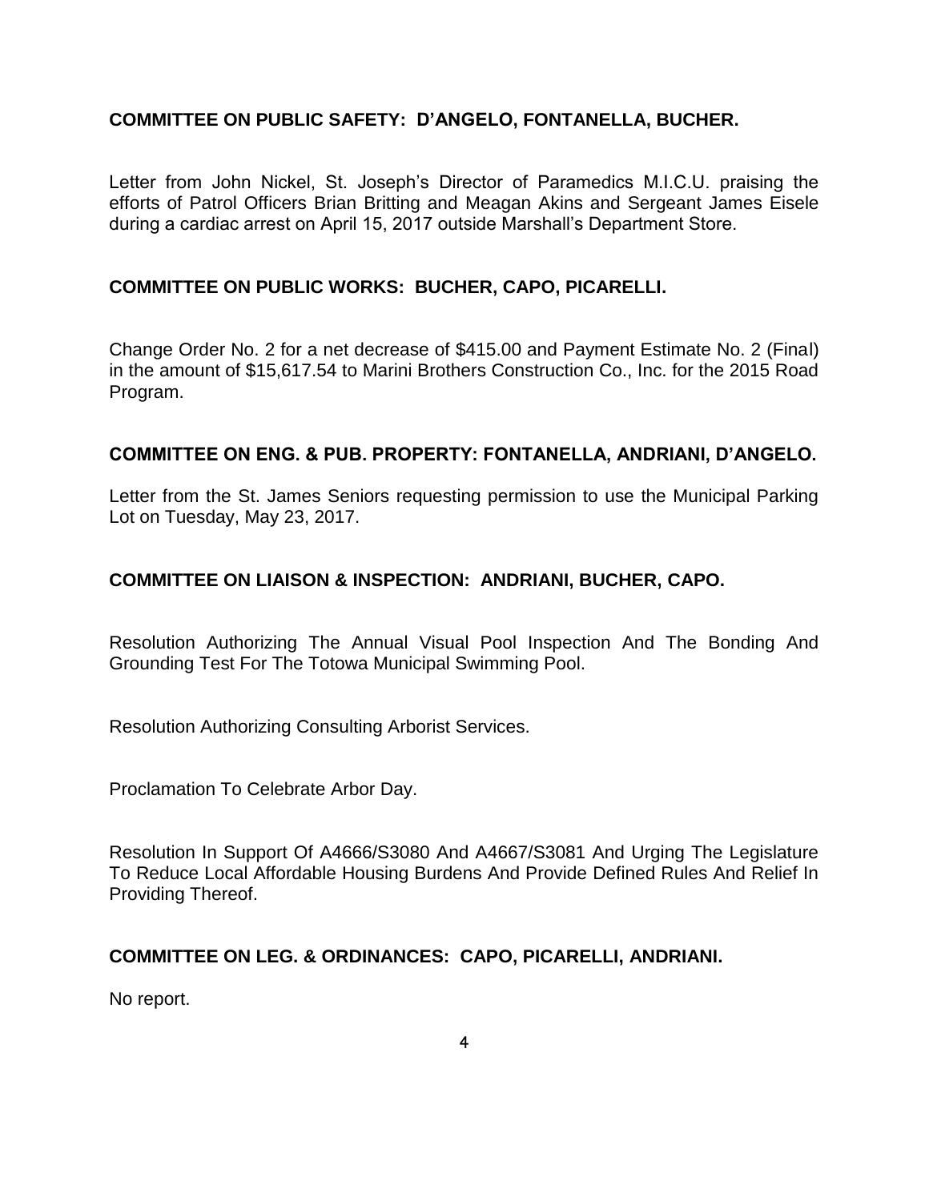**COMMITTEE ON PUBLIC SAFETY: D'ANGELO, FONTANELLA, BUCHER.**

Letter from John Nickel, St. Joseph's Director of Paramedics M.I.C.U. praising the efforts of Patrol Officers Brian Britting and Meagan Akins and Sergeant James Eisele during a cardiac arrest on April 15, 2017 outside Marshall's Department Store.

**COMMITTEE ON PUBLIC WORKS: BUCHER, CAPO, PICARELLI.**

Change Order No. 2 for a net decrease of $415.00 and Payment Estimate No. 2 (Final) in the amount of $15,617.54 to Marini Brothers Construction Co., Inc. for the 2015 Road Program.

**COMMITTEE ON ENG. & PUB. PROPERTY: FONTANELLA, ANDRIANI, D'ANGELO.**

Letter from the St. James Seniors requesting permission to use the Municipal Parking Lot on Tuesday, May 23, 2017.

**COMMITTEE ON LIAISON & INSPECTION: ANDRIANI, BUCHER, CAPO.**

Resolution Authorizing The Annual Visual Pool Inspection And The Bonding And Grounding Test For The Totowa Municipal Swimming Pool.

Resolution Authorizing Consulting Arborist Services.

Proclamation To Celebrate Arbor Day.

Resolution In Support Of A4666/S3080 And A4667/S3081 And Urging The Legislature To Reduce Local Affordable Housing Burdens And Provide Defined Rules And Relief In Providing Thereof.

**COMMITTEE ON LEG. & ORDINANCES: CAPO, PICARELLI, ANDRIANI.**

No report.